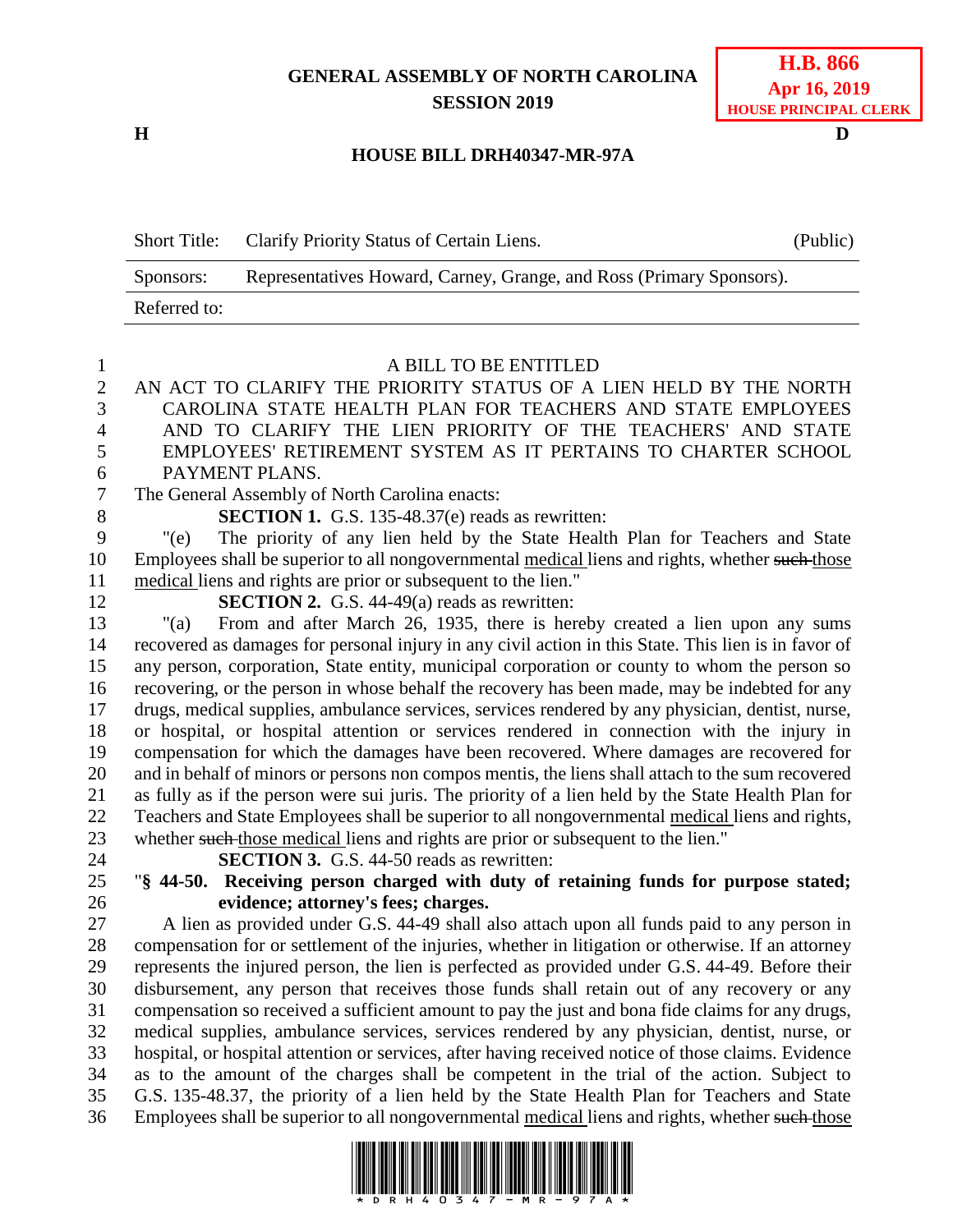GENERAL ASSEMBLY OF NORTH CAROLINA
SESSION 2019

**H.B. 866**
**Apr 16, 2019**
**HOUSE PRINCIPAL CLERK**

H D

**HOUSE BILL DRH40347-MR-97A**

| Short Title: | Clarify Priority Status of Certain Liens. | (Public) |
|---|---|---|
| Sponsors: | Representatives Howard, Carney, Grange, and Ross (Primary Sponsors). | |
| Referred to: | | |

A BILL TO BE ENTITLED

AN ACT TO CLARIFY THE PRIORITY STATUS OF A LIEN HELD BY THE NORTH CAROLINA STATE HEALTH PLAN FOR TEACHERS AND STATE EMPLOYEES AND TO CLARIFY THE LIEN PRIORITY OF THE TEACHERS' AND STATE EMPLOYEES' RETIREMENT SYSTEM AS IT PERTAINS TO CHARTER SCHOOL PAYMENT PLANS.

The General Assembly of North Carolina enacts:

**SECTION 1.** G.S. 135-48.37(e) reads as rewritten:

"(e) The priority of any lien held by the State Health Plan for Teachers and State Employees shall be superior to all nongovernmental <u>medical</u> liens and rights, whether ~~such~~ <u>those medical</u> liens and rights are prior or subsequent to the lien."

**SECTION 2.** G.S. 44-49(a) reads as rewritten:

"(a) From and after March 26, 1935, there is hereby created a lien upon any sums recovered as damages for personal injury in any civil action in this State. This lien is in favor of any person, corporation, State entity, municipal corporation or county to whom the person so recovering, or the person in whose behalf the recovery has been made, may be indebted for any drugs, medical supplies, ambulance services, services rendered by any physician, dentist, nurse, or hospital, or hospital attention or services rendered in connection with the injury in compensation for which the damages have been recovered. Where damages are recovered for and in behalf of minors or persons non compos mentis, the liens shall attach to the sum recovered as fully as if the person were sui juris. The priority of a lien held by the State Health Plan for Teachers and State Employees shall be superior to all nongovernmental <u>medical</u> liens and rights, whether ~~such~~ <u>those medical</u> liens and rights are prior or subsequent to the lien."

**SECTION 3.** G.S. 44-50 reads as rewritten:

"**§ 44-50. Receiving person charged with duty of retaining funds for purpose stated; evidence; attorney's fees; charges.**

A lien as provided under G.S. 44-49 shall also attach upon all funds paid to any person in compensation for or settlement of the injuries, whether in litigation or otherwise. If an attorney represents the injured person, the lien is perfected as provided under G.S. 44-49. Before their disbursement, any person that receives those funds shall retain out of any recovery or any compensation so received a sufficient amount to pay the just and bona fide claims for any drugs, medical supplies, ambulance services, services rendered by any physician, dentist, nurse, or hospital, or hospital attention or services, after having received notice of those claims. Evidence as to the amount of the charges shall be competent in the trial of the action. Subject to G.S. 135-48.37, the priority of a lien held by the State Health Plan for Teachers and State Employees shall be superior to all nongovernmental <u>medical</u> liens and rights, whether ~~such~~ <u>those</u>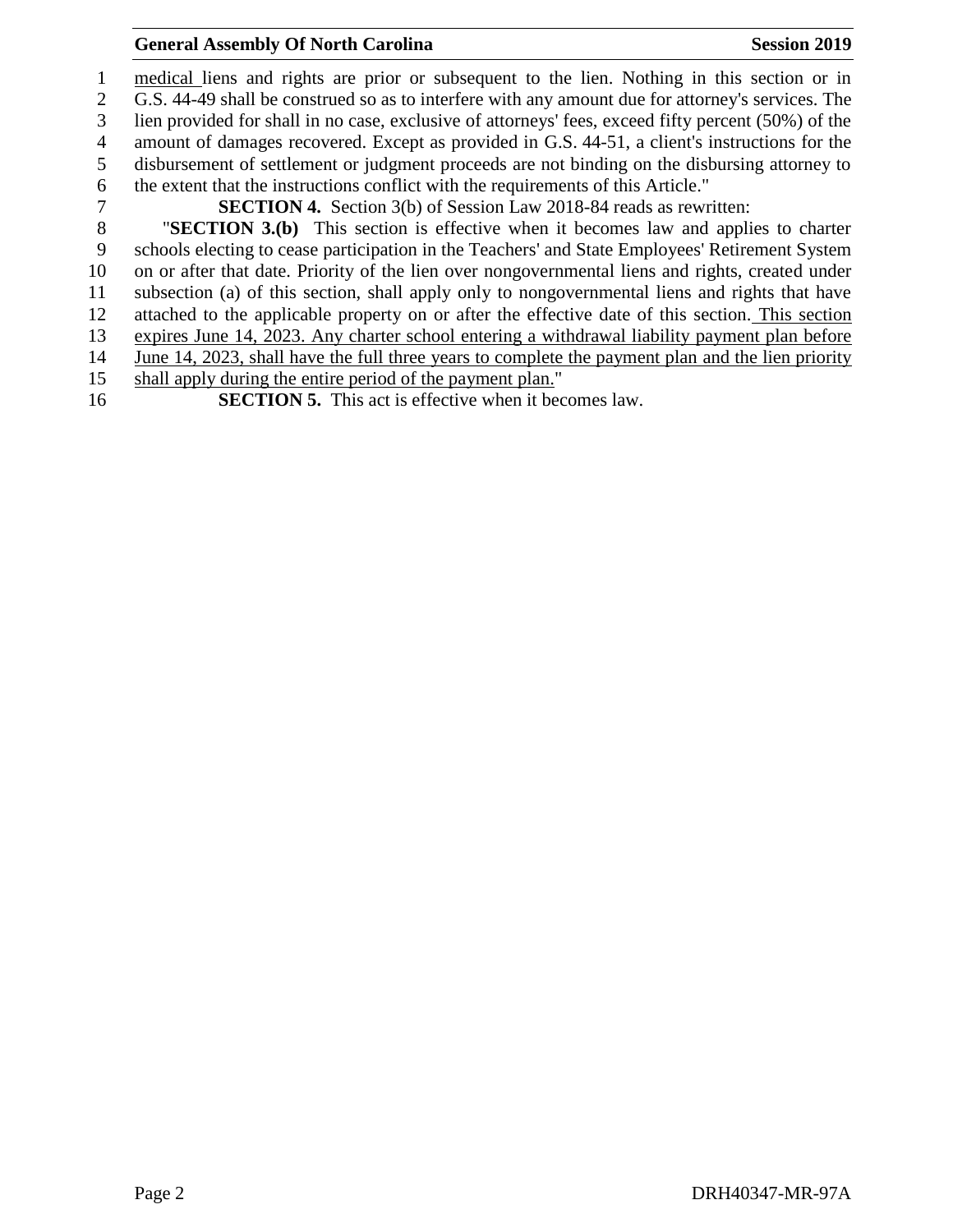medical liens and rights are prior or subsequent to the lien. Nothing in this section or in G.S. 44-49 shall be construed so as to interfere with any amount due for attorney's services. The lien provided for shall in no case, exclusive of attorneys' fees, exceed fifty percent (50%) of the amount of damages recovered. Except as provided in G.S. 44-51, a client's instructions for the disbursement of settlement or judgment proceeds are not binding on the disbursing attorney to the extent that the instructions conflict with the requirements of this Article."

**SECTION 4.** Section 3(b) of Session Law 2018-84 reads as rewritten:

"**SECTION 3.(b)** This section is effective when it becomes law and applies to charter schools electing to cease participation in the Teachers' and State Employees' Retirement System on or after that date. Priority of the lien over nongovernmental liens and rights, created under subsection (a) of this section, shall apply only to nongovernmental liens and rights that have attached to the applicable property on or after the effective date of this section. This section expires June 14, 2023. Any charter school entering a withdrawal liability payment plan before June 14, 2023, shall have the full three years to complete the payment plan and the lien priority shall apply during the entire period of the payment plan."

**SECTION 5.** This act is effective when it becomes law.